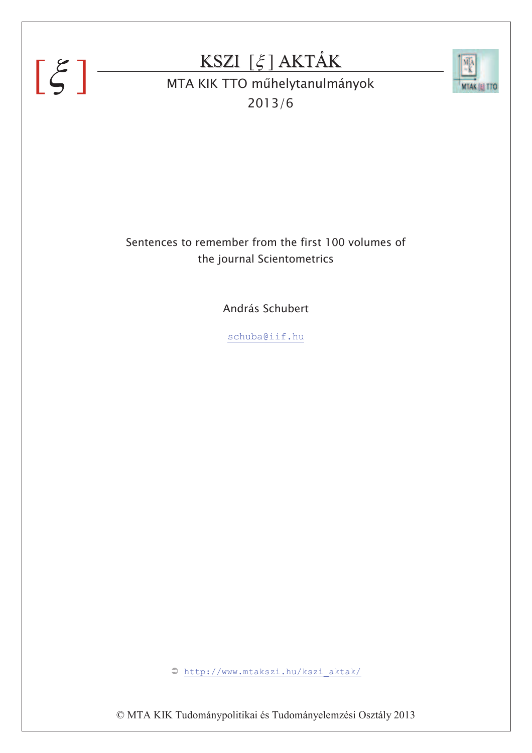# KSZI [ξ] AKTÁK

MTA KIK TTO műhelytanulmányok

2013/6

## Sentences to remember from the first 100 volumes of the journal Scientometrics

András Schubert

schuba@iif.hu

http://www.mtakszi.hu/kszi_aktak/

© MTA KIK Tudománypolitikai és Tudományelemzési Osztály 2013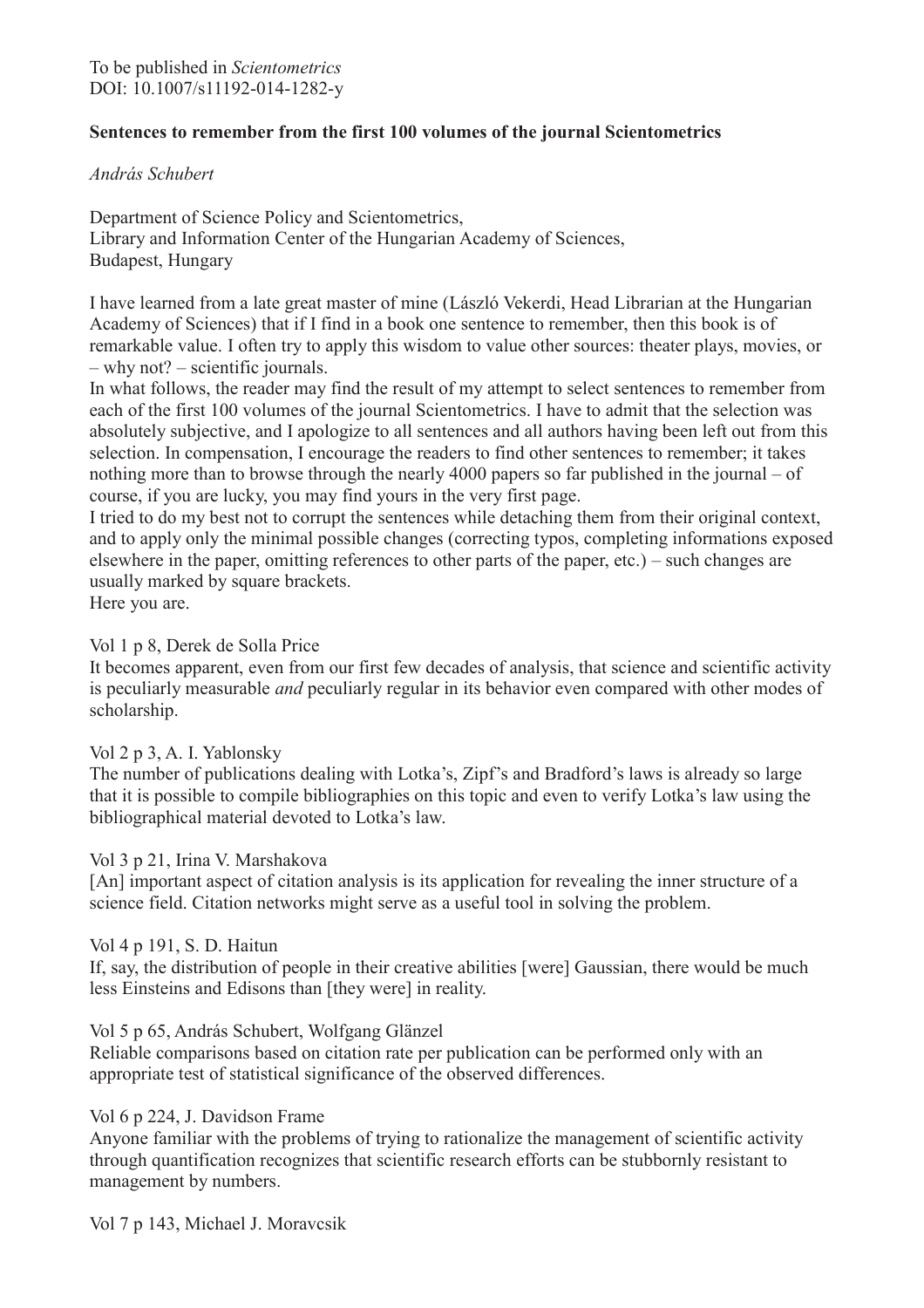To be published in *Scientometrics*
DOI: 10.1007/s11192-014-1282-y

**Sentences to remember from the first 100 volumes of the journal Scientometrics**

*András Schubert*

Department of Science Policy and Scientometrics,
Library and Information Center of the Hungarian Academy of Sciences,
Budapest, Hungary

I have learned from a late great master of mine (László Vekerdi, Head Librarian at the Hungarian Academy of Sciences) that if I find in a book one sentence to remember, then this book is of remarkable value. I often try to apply this wisdom to value other sources: theater plays, movies, or – why not? – scientific journals.
In what follows, the reader may find the result of my attempt to select sentences to remember from each of the first 100 volumes of the journal Scientometrics. I have to admit that the selection was absolutely subjective, and I apologize to all sentences and all authors having been left out from this selection. In compensation, I encourage the readers to find other sentences to remember; it takes nothing more than to browse through the nearly 4000 papers so far published in the journal – of course, if you are lucky, you may find yours in the very first page.
I tried to do my best not to corrupt the sentences while detaching them from their original context, and to apply only the minimal possible changes (correcting typos, completing informations exposed elsewhere in the paper, omitting references to other parts of the paper, etc.) – such changes are usually marked by square brackets.
Here you are.

Vol 1 p 8, Derek de Solla Price
It becomes apparent, even from our first few decades of analysis, that science and scientific activity is peculiarly measurable *and* peculiarly regular in its behavior even compared with other modes of scholarship.

Vol 2 p 3, A. I. Yablonsky
The number of publications dealing with Lotka's, Zipf's and Bradford's laws is already so large that it is possible to compile bibliographies on this topic and even to verify Lotka's law using the bibliographical material devoted to Lotka's law.

Vol 3 p 21, Irina V. Marshakova
[An] important aspect of citation analysis is its application for revealing the inner structure of a science field. Citation networks might serve as a useful tool in solving the problem.

Vol 4 p 191, S. D. Haitun
If, say, the distribution of people in their creative abilities [were] Gaussian, there would be much less Einsteins and Edisons than [they were] in reality.

Vol 5 p 65, András Schubert, Wolfgang Glänzel
Reliable comparisons based on citation rate per publication can be performed only with an appropriate test of statistical significance of the observed differences.

Vol 6 p 224, J. Davidson Frame
Anyone familiar with the problems of trying to rationalize the management of scientific activity through quantification recognizes that scientific research efforts can be stubbornly resistant to management by numbers.

Vol 7 p 143, Michael J. Moravcsik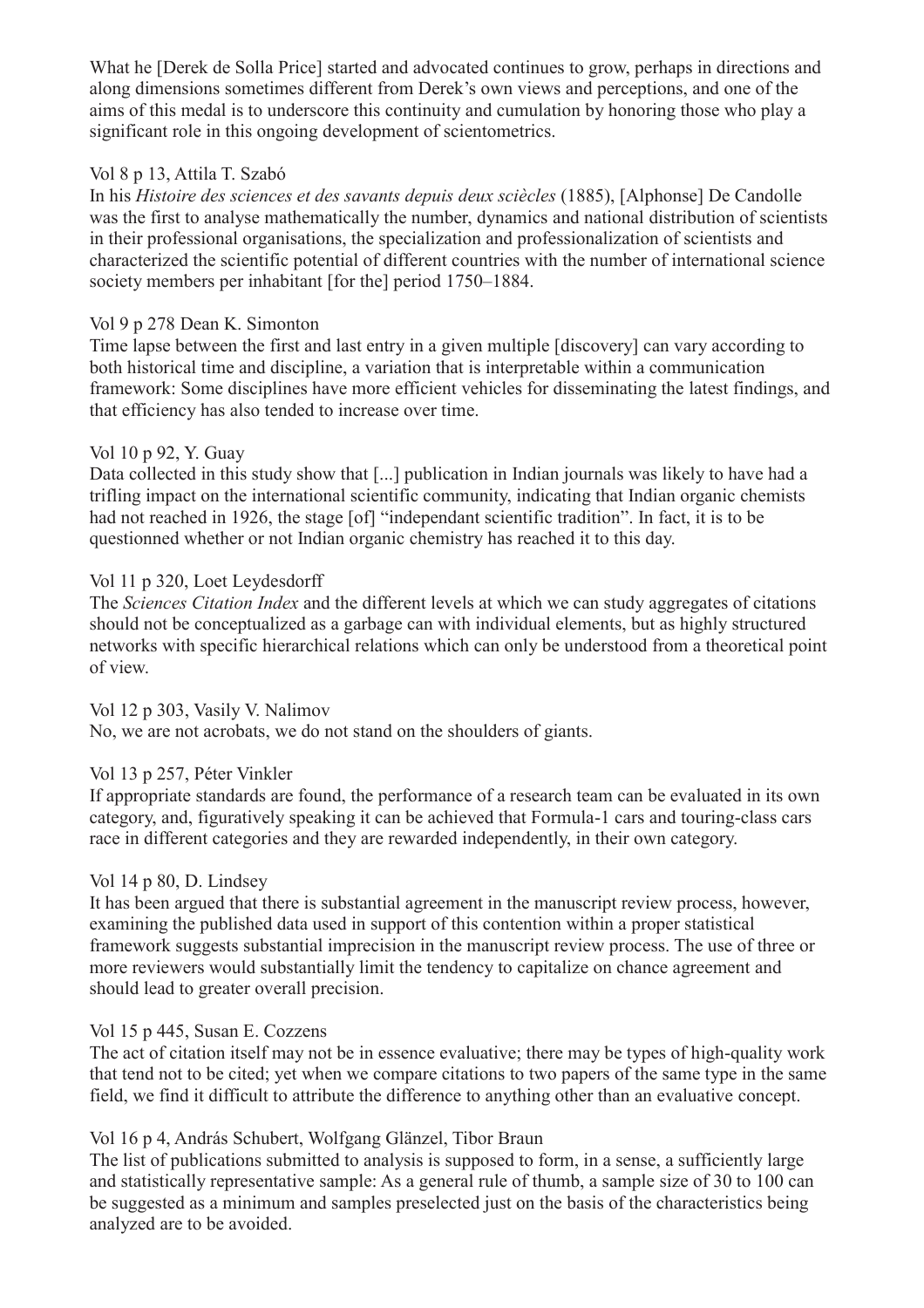What he [Derek de Solla Price] started and advocated continues to grow, perhaps in directions and along dimensions sometimes different from Derek's own views and perceptions, and one of the aims of this medal is to underscore this continuity and cumulation by honoring those who play a significant role in this ongoing development of scientometrics.

Vol 8 p 13, Attila T. Szabó
In his *Histoire des sciences et des savants depuis deux sciècles* (1885), [Alphonse] De Candolle was the first to analyse mathematically the number, dynamics and national distribution of scientists in their professional organisations, the specialization and professionalization of scientists and characterized the scientific potential of different countries with the number of international science society members per inhabitant [for the] period 1750–1884.

Vol 9 p 278 Dean K. Simonton
Time lapse between the first and last entry in a given multiple [discovery] can vary according to both historical time and discipline, a variation that is interpretable within a communication framework: Some disciplines have more efficient vehicles for disseminating the latest findings, and that efficiency has also tended to increase over time.

Vol 10 p 92, Y. Guay
Data collected in this study show that [...] publication in Indian journals was likely to have had a trifling impact on the international scientific community, indicating that Indian organic chemists had not reached in 1926, the stage [of] "independant scientific tradition". In fact, it is to be questionned whether or not Indian organic chemistry has reached it to this day.

Vol 11 p 320, Loet Leydesdorff
The *Sciences Citation Index* and the different levels at which we can study aggregates of citations should not be conceptualized as a garbage can with individual elements, but as highly structured networks with specific hierarchical relations which can only be understood from a theoretical point of view.

Vol 12 p 303, Vasily V. Nalimov
No, we are not acrobats, we do not stand on the shoulders of giants.

Vol 13 p 257, Péter Vinkler
If appropriate standards are found, the performance of a research team can be evaluated in its own category, and, figuratively speaking it can be achieved that Formula-1 cars and touring-class cars race in different categories and they are rewarded independently, in their own category.

Vol 14 p 80, D. Lindsey
It has been argued that there is substantial agreement in the manuscript review process, however, examining the published data used in support of this contention within a proper statistical framework suggests substantial imprecision in the manuscript review process. The use of three or more reviewers would substantially limit the tendency to capitalize on chance agreement and should lead to greater overall precision.

Vol 15 p 445, Susan E. Cozzens
The act of citation itself may not be in essence evaluative; there may be types of high-quality work that tend not to be cited; yet when we compare citations to two papers of the same type in the same field, we find it difficult to attribute the difference to anything other than an evaluative concept.

Vol 16 p 4, András Schubert, Wolfgang Glänzel, Tibor Braun
The list of publications submitted to analysis is supposed to form, in a sense, a sufficiently large and statistically representative sample: As a general rule of thumb, a sample size of 30 to 100 can be suggested as a minimum and samples preselected just on the basis of the characteristics being analyzed are to be avoided.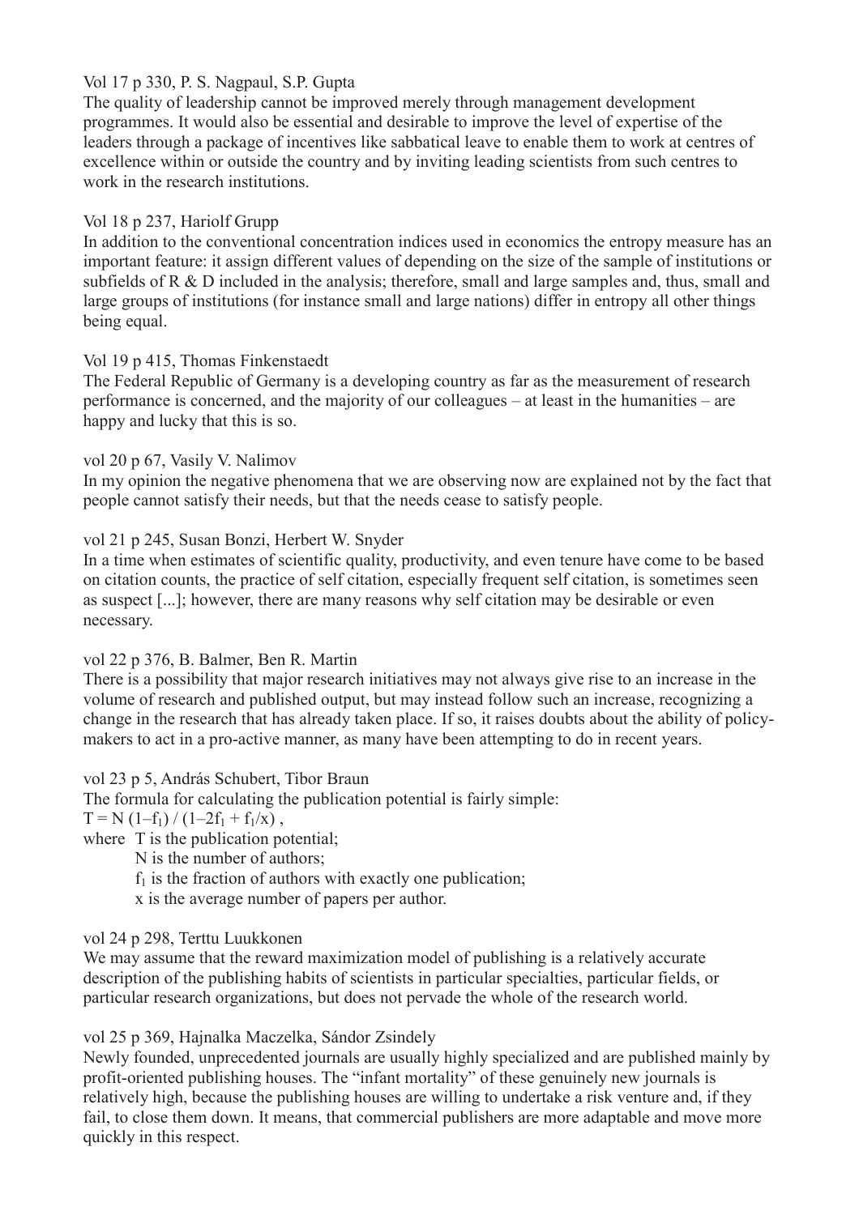Vol 17 p 330, P. S. Nagpaul, S.P. Gupta

The quality of leadership cannot be improved merely through management development programmes. It would also be essential and desirable to improve the level of expertise of the leaders through a package of incentives like sabbatical leave to enable them to work at centres of excellence within or outside the country and by inviting leading scientists from such centres to work in the research institutions.

Vol 18 p 237, Hariolf Grupp

In addition to the conventional concentration indices used in economics the entropy measure has an important feature: it assign different values of depending on the size of the sample of institutions or subfields of R & D included in the analysis; therefore, small and large samples and, thus, small and large groups of institutions (for instance small and large nations) differ in entropy all other things being equal.

Vol 19 p 415, Thomas Finkenstaedt

The Federal Republic of Germany is a developing country as far as the measurement of research performance is concerned, and the majority of our colleagues – at least in the humanities – are happy and lucky that this is so.

vol 20 p 67, Vasily V. Nalimov

In my opinion the negative phenomena that we are observing now are explained not by the fact that people cannot satisfy their needs, but that the needs cease to satisfy people.

vol 21 p 245, Susan Bonzi, Herbert W. Snyder

In a time when estimates of scientific quality, productivity, and even tenure have come to be based on citation counts, the practice of self citation, especially frequent self citation, is sometimes seen as suspect [...]; however, there are many reasons why self citation may be desirable or even necessary.

vol 22 p 376, B. Balmer, Ben R. Martin

There is a possibility that major research initiatives may not always give rise to an increase in the volume of research and published output, but may instead follow such an increase, recognizing a change in the research that has already taken place. If so, it raises doubts about the ability of policy-makers to act in a pro-active manner, as many have been attempting to do in recent years.

vol 23 p 5, András Schubert, Tibor Braun

The formula for calculating the publication potential is fairly simple:

$T = N\,(1–f_1) / (1–2f_1 + f_1/x)$ ,

where T is the publication potential;

N is the number of authors;

$f_1$ is the fraction of authors with exactly one publication;

x is the average number of papers per author.

vol 24 p 298, Terttu Luukkonen

We may assume that the reward maximization model of publishing is a relatively accurate description of the publishing habits of scientists in particular specialties, particular fields, or particular research organizations, but does not pervade the whole of the research world.

vol 25 p 369, Hajnalka Maczelka, Sándor Zsindely

Newly founded, unprecedented journals are usually highly specialized and are published mainly by profit-oriented publishing houses. The "infant mortality" of these genuinely new journals is relatively high, because the publishing houses are willing to undertake a risk venture and, if they fail, to close them down. It means, that commercial publishers are more adaptable and move more quickly in this respect.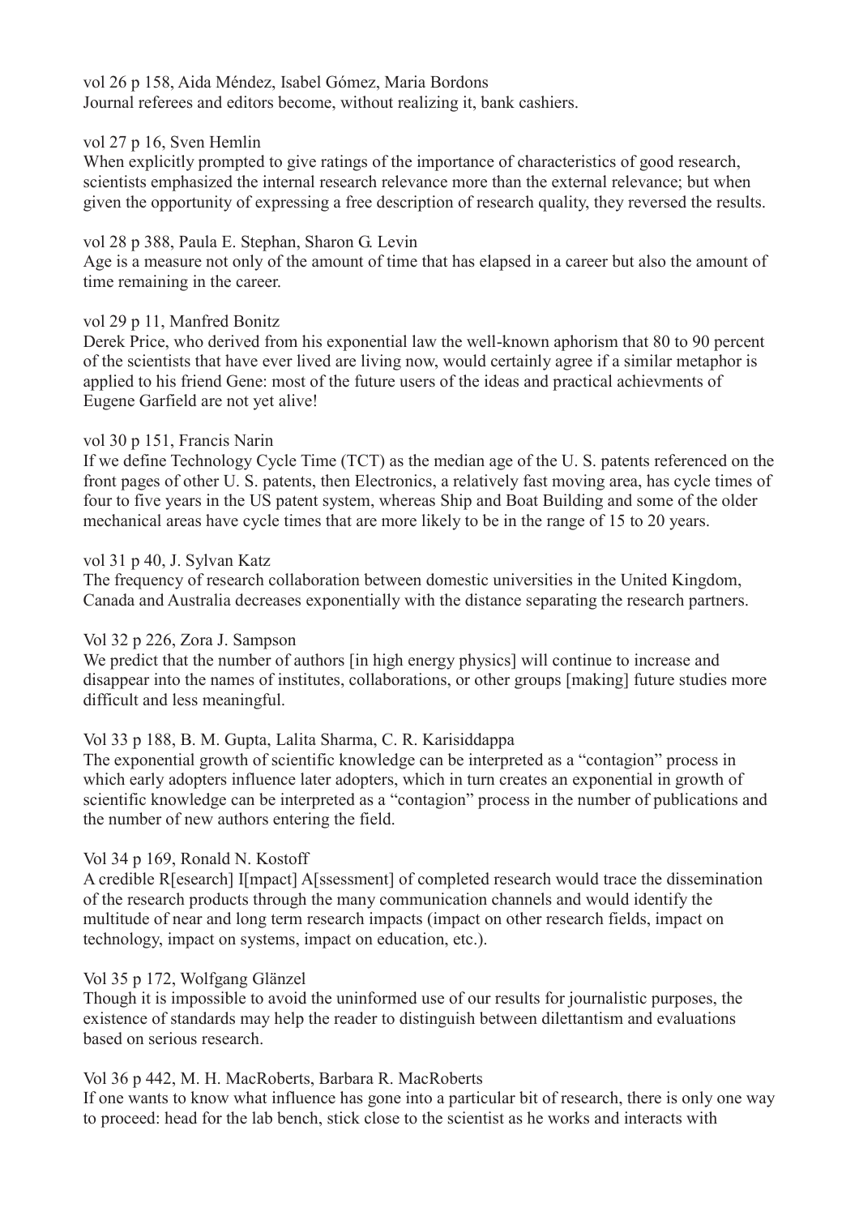vol 26 p 158, Aida Méndez, Isabel Gómez, Maria Bordons
Journal referees and editors become, without realizing it, bank cashiers.

vol 27 p 16, Sven Hemlin
When explicitly prompted to give ratings of the importance of characteristics of good research, scientists emphasized the internal research relevance more than the external relevance; but when given the opportunity of expressing a free description of research quality, they reversed the results.

vol 28 p 388, Paula E. Stephan, Sharon G. Levin
Age is a measure not only of the amount of time that has elapsed in a career but also the amount of time remaining in the career.

vol 29 p 11, Manfred Bonitz
Derek Price, who derived from his exponential law the well-known aphorism that 80 to 90 percent of the scientists that have ever lived are living now, would certainly agree if a similar metaphor is applied to his friend Gene: most of the future users of the ideas and practical achievments of Eugene Garfield are not yet alive!

vol 30 p 151, Francis Narin
If we define Technology Cycle Time (TCT) as the median age of the U. S. patents referenced on the front pages of other U. S. patents, then Electronics, a relatively fast moving area, has cycle times of four to five years in the US patent system, whereas Ship and Boat Building and some of the older mechanical areas have cycle times that are more likely to be in the range of 15 to 20 years.

vol 31 p 40, J. Sylvan Katz
The frequency of research collaboration between domestic universities in the United Kingdom, Canada and Australia decreases exponentially with the distance separating the research partners.

Vol 32 p 226, Zora J. Sampson
We predict that the number of authors [in high energy physics] will continue to increase and disappear into the names of institutes, collaborations, or other groups [making] future studies more difficult and less meaningful.

Vol 33 p 188, B. M. Gupta, Lalita Sharma, C. R. Karisiddappa
The exponential growth of scientific knowledge can be interpreted as a "contagion" process in which early adopters influence later adopters, which in turn creates an exponential in growth of scientific knowledge can be interpreted as a "contagion" process in the number of publications and the number of new authors entering the field.

Vol 34 p 169, Ronald N. Kostoff
A credible R[esearch] I[mpact] A[ssessment] of completed research would trace the dissemination of the research products through the many communication channels and would identify the multitude of near and long term research impacts (impact on other research fields, impact on technology, impact on systems, impact on education, etc.).

Vol 35 p 172, Wolfgang Glänzel
Though it is impossible to avoid the uninformed use of our results for journalistic purposes, the existence of standards may help the reader to distinguish between dilettantism and evaluations based on serious research.

Vol 36 p 442, M. H. MacRoberts, Barbara R. MacRoberts
If one wants to know what influence has gone into a particular bit of research, there is only one way to proceed: head for the lab bench, stick close to the scientist as he works and interacts with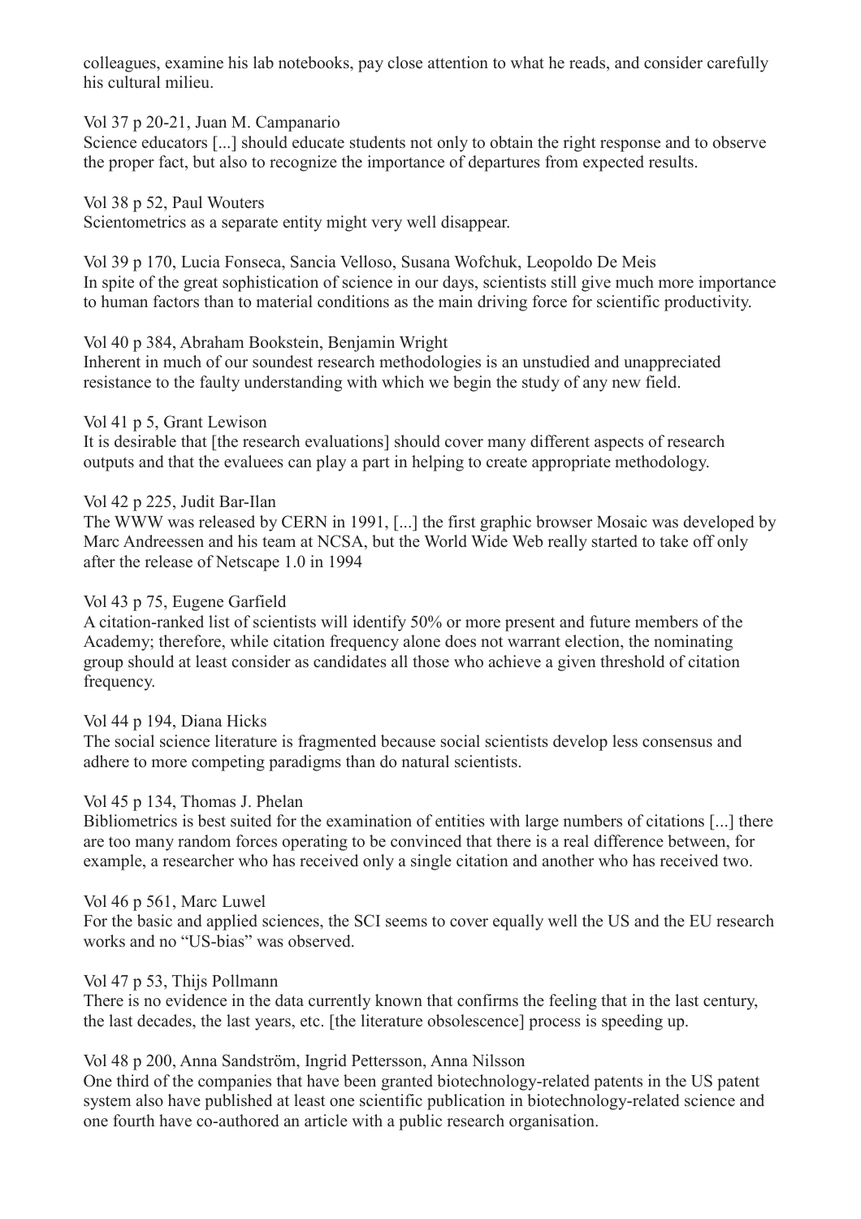colleagues, examine his lab notebooks, pay close attention to what he reads, and consider carefully his cultural milieu.

Vol 37 p 20-21, Juan M. Campanario
Science educators [...] should educate students not only to obtain the right response and to observe the proper fact, but also to recognize the importance of departures from expected results.

Vol 38 p 52, Paul Wouters
Scientometrics as a separate entity might very well disappear.

Vol 39 p 170, Lucia Fonseca, Sancia Velloso, Susana Wofchuk, Leopoldo De Meis
In spite of the great sophistication of science in our days, scientists still give much more importance to human factors than to material conditions as the main driving force for scientific productivity.

Vol 40 p 384, Abraham Bookstein, Benjamin Wright
Inherent in much of our soundest research methodologies is an unstudied and unappreciated resistance to the faulty understanding with which we begin the study of any new field.

Vol 41 p 5, Grant Lewison
It is desirable that [the research evaluations] should cover many different aspects of research outputs and that the evaluees can play a part in helping to create appropriate methodology.

Vol 42 p 225, Judit Bar-Ilan
The WWW was released by CERN in 1991, [...] the first graphic browser Mosaic was developed by Marc Andreessen and his team at NCSA, but the World Wide Web really started to take off only after the release of Netscape 1.0 in 1994

Vol 43 p 75, Eugene Garfield
A citation-ranked list of scientists will identify 50% or more present and future members of the Academy; therefore, while citation frequency alone does not warrant election, the nominating group should at least consider as candidates all those who achieve a given threshold of citation frequency.

Vol 44 p 194, Diana Hicks
The social science literature is fragmented because social scientists develop less consensus and adhere to more competing paradigms than do natural scientists.

Vol 45 p 134, Thomas J. Phelan
Bibliometrics is best suited for the examination of entities with large numbers of citations [...] there are too many random forces operating to be convinced that there is a real difference between, for example, a researcher who has received only a single citation and another who has received two.

Vol 46 p 561, Marc Luwel
For the basic and applied sciences, the SCI seems to cover equally well the US and the EU research works and no "US-bias" was observed.

Vol 47 p 53, Thijs Pollmann
There is no evidence in the data currently known that confirms the feeling that in the last century, the last decades, the last years, etc. [the literature obsolescence] process is speeding up.

Vol 48 p 200, Anna Sandström, Ingrid Pettersson, Anna Nilsson
One third of the companies that have been granted biotechnology-related patents in the US patent system also have published at least one scientific publication in biotechnology-related science and one fourth have co-authored an article with a public research organisation.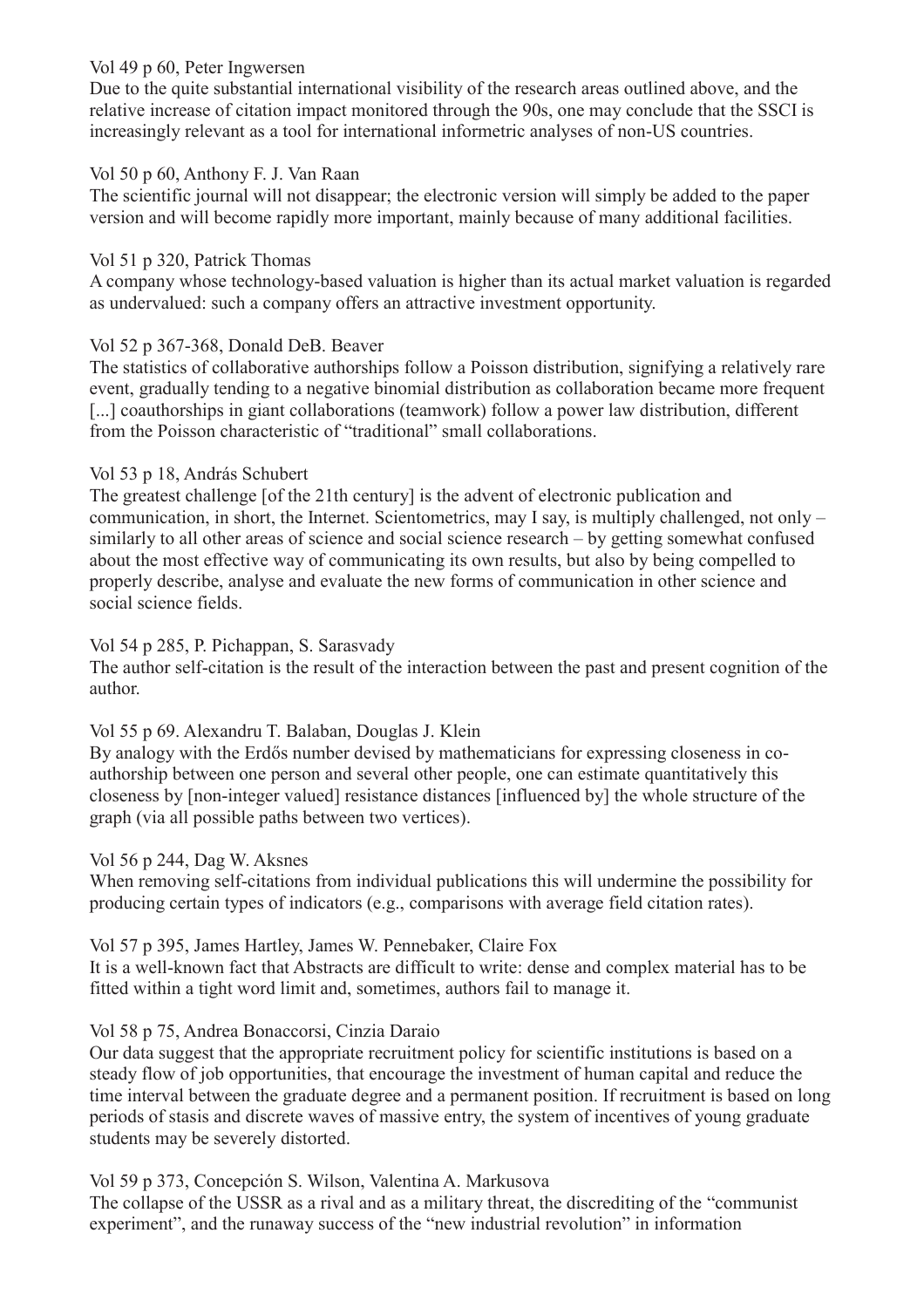Vol 49 p 60, Peter Ingwersen

Due to the quite substantial international visibility of the research areas outlined above, and the relative increase of citation impact monitored through the 90s, one may conclude that the SSCI is increasingly relevant as a tool for international informetric analyses of non-US countries.

Vol 50 p 60, Anthony F. J. Van Raan

The scientific journal will not disappear; the electronic version will simply be added to the paper version and will become rapidly more important, mainly because of many additional facilities.

Vol 51 p 320, Patrick Thomas

A company whose technology-based valuation is higher than its actual market valuation is regarded as undervalued: such a company offers an attractive investment opportunity.

Vol 52 p 367-368, Donald DeB. Beaver

The statistics of collaborative authorships follow a Poisson distribution, signifying a relatively rare event, gradually tending to a negative binomial distribution as collaboration became more frequent [...] coauthorships in giant collaborations (teamwork) follow a power law distribution, different from the Poisson characteristic of "traditional" small collaborations.

Vol 53 p 18, András Schubert

The greatest challenge [of the 21th century] is the advent of electronic publication and communication, in short, the Internet. Scientometrics, may I say, is multiply challenged, not only – similarly to all other areas of science and social science research – by getting somewhat confused about the most effective way of communicating its own results, but also by being compelled to properly describe, analyse and evaluate the new forms of communication in other science and social science fields.

Vol 54 p 285, P. Pichappan, S. Sarasvady

The author self-citation is the result of the interaction between the past and present cognition of the author.

Vol 55 p 69. Alexandru T. Balaban, Douglas J. Klein

By analogy with the Erdős number devised by mathematicians for expressing closeness in co-authorship between one person and several other people, one can estimate quantitatively this closeness by [non-integer valued] resistance distances [influenced by] the whole structure of the graph (via all possible paths between two vertices).

Vol 56 p 244, Dag W. Aksnes

When removing self-citations from individual publications this will undermine the possibility for producing certain types of indicators (e.g., comparisons with average field citation rates).

Vol 57 p 395, James Hartley, James W. Pennebaker, Claire Fox

It is a well-known fact that Abstracts are difficult to write: dense and complex material has to be fitted within a tight word limit and, sometimes, authors fail to manage it.

Vol 58 p 75, Andrea Bonaccorsi, Cinzia Daraio

Our data suggest that the appropriate recruitment policy for scientific institutions is based on a steady flow of job opportunities, that encourage the investment of human capital and reduce the time interval between the graduate degree and a permanent position. If recruitment is based on long periods of stasis and discrete waves of massive entry, the system of incentives of young graduate students may be severely distorted.

Vol 59 p 373, Concepción S. Wilson, Valentina A. Markusova

The collapse of the USSR as a rival and as a military threat, the discrediting of the "communist experiment", and the runaway success of the "new industrial revolution" in information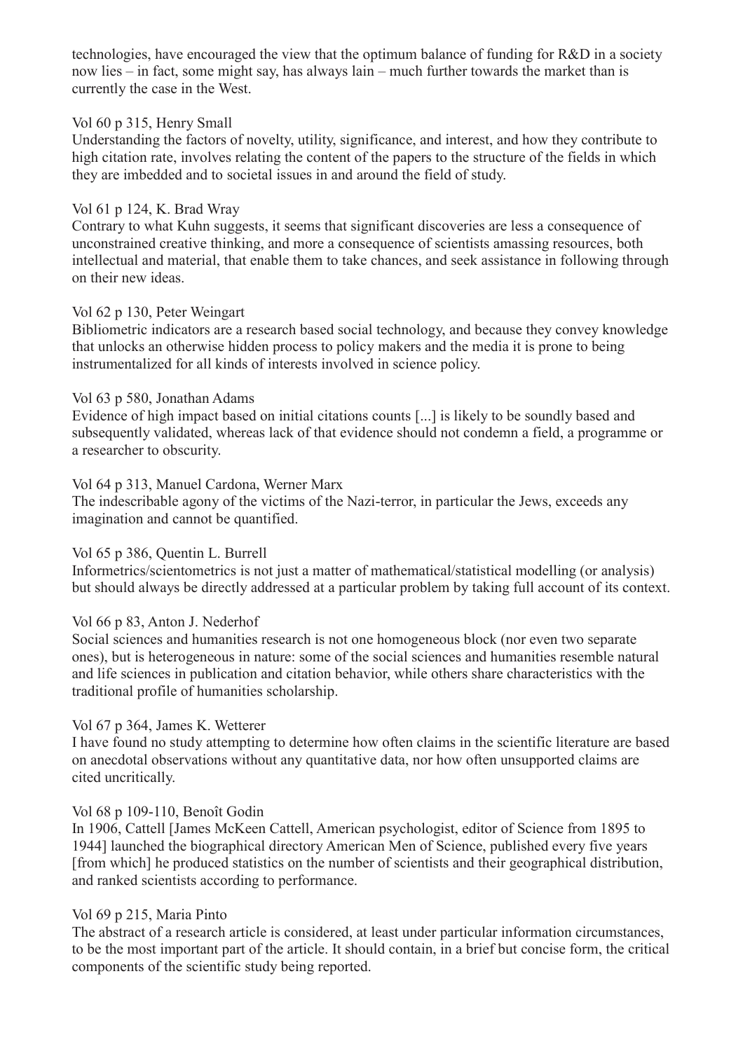technologies, have encouraged the view that the optimum balance of funding for R&D in a society now lies – in fact, some might say, has always lain – much further towards the market than is currently the case in the West.

Vol 60 p 315, Henry Small
Understanding the factors of novelty, utility, significance, and interest, and how they contribute to high citation rate, involves relating the content of the papers to the structure of the fields in which they are imbedded and to societal issues in and around the field of study.

Vol 61 p 124, K. Brad Wray
Contrary to what Kuhn suggests, it seems that significant discoveries are less a consequence of unconstrained creative thinking, and more a consequence of scientists amassing resources, both intellectual and material, that enable them to take chances, and seek assistance in following through on their new ideas.

Vol 62 p 130, Peter Weingart
Bibliometric indicators are a research based social technology, and because they convey knowledge that unlocks an otherwise hidden process to policy makers and the media it is prone to being instrumentalized for all kinds of interests involved in science policy.

Vol 63 p 580, Jonathan Adams
Evidence of high impact based on initial citations counts [...] is likely to be soundly based and subsequently validated, whereas lack of that evidence should not condemn a field, a programme or a researcher to obscurity.

Vol 64 p 313, Manuel Cardona, Werner Marx
The indescribable agony of the victims of the Nazi-terror, in particular the Jews, exceeds any imagination and cannot be quantified.

Vol 65 p 386, Quentin L. Burrell
Informetrics/scientometrics is not just a matter of mathematical/statistical modelling (or analysis) but should always be directly addressed at a particular problem by taking full account of its context.

Vol 66 p 83, Anton J. Nederhof
Social sciences and humanities research is not one homogeneous block (nor even two separate ones), but is heterogeneous in nature: some of the social sciences and humanities resemble natural and life sciences in publication and citation behavior, while others share characteristics with the traditional profile of humanities scholarship.

Vol 67 p 364, James K. Wetterer
I have found no study attempting to determine how often claims in the scientific literature are based on anecdotal observations without any quantitative data, nor how often unsupported claims are cited uncritically.

Vol 68 p 109-110, Benoît Godin
In 1906, Cattell [James McKeen Cattell, American psychologist, editor of Science from 1895 to 1944] launched the biographical directory American Men of Science, published every five years [from which] he produced statistics on the number of scientists and their geographical distribution, and ranked scientists according to performance.

Vol 69 p 215, Maria Pinto
The abstract of a research article is considered, at least under particular information circumstances, to be the most important part of the article. It should contain, in a brief but concise form, the critical components of the scientific study being reported.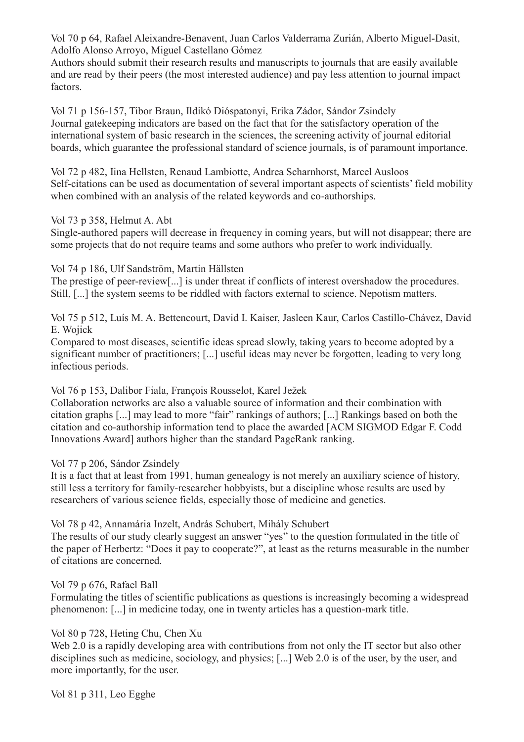Vol 70 p 64, Rafael Aleixandre-Benavent, Juan Carlos Valderrama Zurián, Alberto Miguel-Dasit, Adolfo Alonso Arroyo, Miguel Castellano Gómez
Authors should submit their research results and manuscripts to journals that are easily available and are read by their peers (the most interested audience) and pay less attention to journal impact factors.

Vol 71 p 156-157, Tibor Braun, Ildikó Dióspatonyi, Erika Zádor, Sándor Zsindely
Journal gatekeeping indicators are based on the fact that for the satisfactory operation of the international system of basic research in the sciences, the screening activity of journal editorial boards, which guarantee the professional standard of science journals, is of paramount importance.

Vol 72 p 482, Iina Hellsten, Renaud Lambiotte, Andrea Scharnhorst, Marcel Ausloos
Self-citations can be used as documentation of several important aspects of scientists' field mobility when combined with an analysis of the related keywords and co-authorships.

Vol 73 p 358, Helmut A. Abt
Single-authored papers will decrease in frequency in coming years, but will not disappear; there are some projects that do not require teams and some authors who prefer to work individually.

Vol 74 p 186, Ulf Sandström, Martin Hällsten
The prestige of peer-review[...] is under threat if conflicts of interest overshadow the procedures. Still, [...] the system seems to be riddled with factors external to science. Nepotism matters.

Vol 75 p 512, Luís M. A. Bettencourt, David I. Kaiser, Jasleen Kaur, Carlos Castillo-Chávez, David E. Wojick
Compared to most diseases, scientific ideas spread slowly, taking years to become adopted by a significant number of practitioners; [...] useful ideas may never be forgotten, leading to very long infectious periods.

Vol 76 p 153, Dalibor Fiala, François Rousselot, Karel Ježek
Collaboration networks are also a valuable source of information and their combination with citation graphs [...] may lead to more "fair" rankings of authors; [...] Rankings based on both the citation and co-authorship information tend to place the awarded [ACM SIGMOD Edgar F. Codd Innovations Award] authors higher than the standard PageRank ranking.

Vol 77 p 206, Sándor Zsindely
It is a fact that at least from 1991, human genealogy is not merely an auxiliary science of history, still less a territory for family-researcher hobbyists, but a discipline whose results are used by researchers of various science fields, especially those of medicine and genetics.

Vol 78 p 42, Annamária Inzelt, András Schubert, Mihály Schubert
The results of our study clearly suggest an answer "yes" to the question formulated in the title of the paper of Herbertz: "Does it pay to cooperate?", at least as the returns measurable in the number of citations are concerned.

Vol 79 p 676, Rafael Ball
Formulating the titles of scientific publications as questions is increasingly becoming a widespread phenomenon: [...] in medicine today, one in twenty articles has a question-mark title.

Vol 80 p 728, Heting Chu, Chen Xu
Web 2.0 is a rapidly developing area with contributions from not only the IT sector but also other disciplines such as medicine, sociology, and physics; [...] Web 2.0 is of the user, by the user, and more importantly, for the user.

Vol 81 p 311, Leo Egghe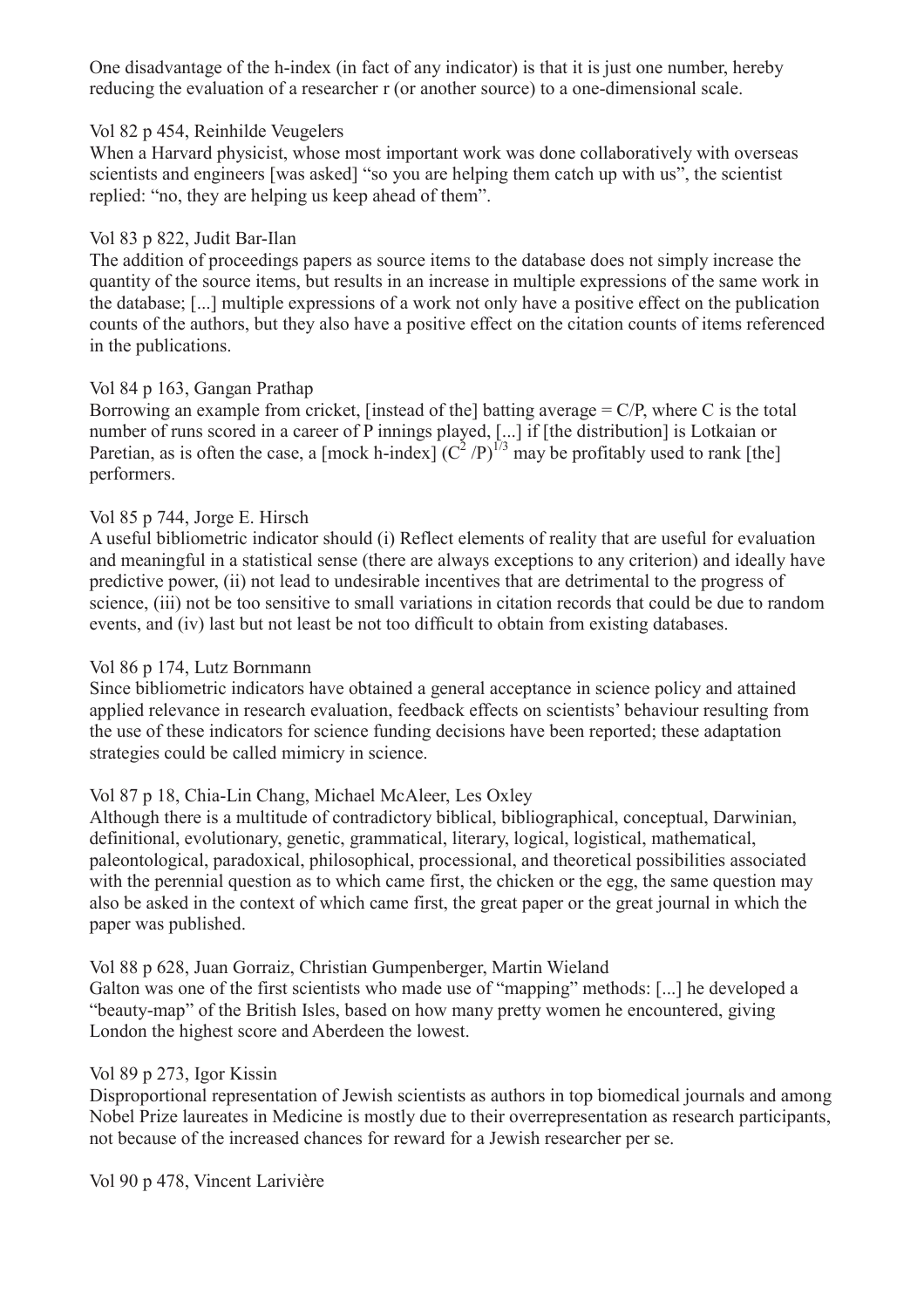One disadvantage of the h-index (in fact of any indicator) is that it is just one number, hereby reducing the evaluation of a researcher r (or another source) to a one-dimensional scale.

Vol 82 p 454, Reinhilde Veugelers

When a Harvard physicist, whose most important work was done collaboratively with overseas scientists and engineers [was asked] "so you are helping them catch up with us", the scientist replied: "no, they are helping us keep ahead of them".

Vol 83 p 822, Judit Bar-Ilan

The addition of proceedings papers as source items to the database does not simply increase the quantity of the source items, but results in an increase in multiple expressions of the same work in the database; [...] multiple expressions of a work not only have a positive effect on the publication counts of the authors, but they also have a positive effect on the citation counts of items referenced in the publications.

Vol 84 p 163, Gangan Prathap

Borrowing an example from cricket, [instead of the] batting average = C/P, where C is the total number of runs scored in a career of P innings played, [...] if [the distribution] is Lotkaian or Paretian, as is often the case, a [mock h-index] $(C^2/P)^{1/3}$ may be profitably used to rank [the] performers.

Vol 85 p 744, Jorge E. Hirsch

A useful bibliometric indicator should (i) Reflect elements of reality that are useful for evaluation and meaningful in a statistical sense (there are always exceptions to any criterion) and ideally have predictive power, (ii) not lead to undesirable incentives that are detrimental to the progress of science, (iii) not be too sensitive to small variations in citation records that could be due to random events, and (iv) last but not least be not too difficult to obtain from existing databases.

Vol 86 p 174, Lutz Bornmann

Since bibliometric indicators have obtained a general acceptance in science policy and attained applied relevance in research evaluation, feedback effects on scientists' behaviour resulting from the use of these indicators for science funding decisions have been reported; these adaptation strategies could be called mimicry in science.

Vol 87 p 18, Chia-Lin Chang, Michael McAleer, Les Oxley

Although there is a multitude of contradictory biblical, bibliographical, conceptual, Darwinian, definitional, evolutionary, genetic, grammatical, literary, logical, logistical, mathematical, paleontological, paradoxical, philosophical, processional, and theoretical possibilities associated with the perennial question as to which came first, the chicken or the egg, the same question may also be asked in the context of which came first, the great paper or the great journal in which the paper was published.

Vol 88 p 628, Juan Gorraiz, Christian Gumpenberger, Martin Wieland

Galton was one of the first scientists who made use of "mapping" methods: [...] he developed a "beauty-map" of the British Isles, based on how many pretty women he encountered, giving London the highest score and Aberdeen the lowest.

Vol 89 p 273, Igor Kissin

Disproportional representation of Jewish scientists as authors in top biomedical journals and among Nobel Prize laureates in Medicine is mostly due to their overrepresentation as research participants, not because of the increased chances for reward for a Jewish researcher per se.

Vol 90 p 478, Vincent Larivière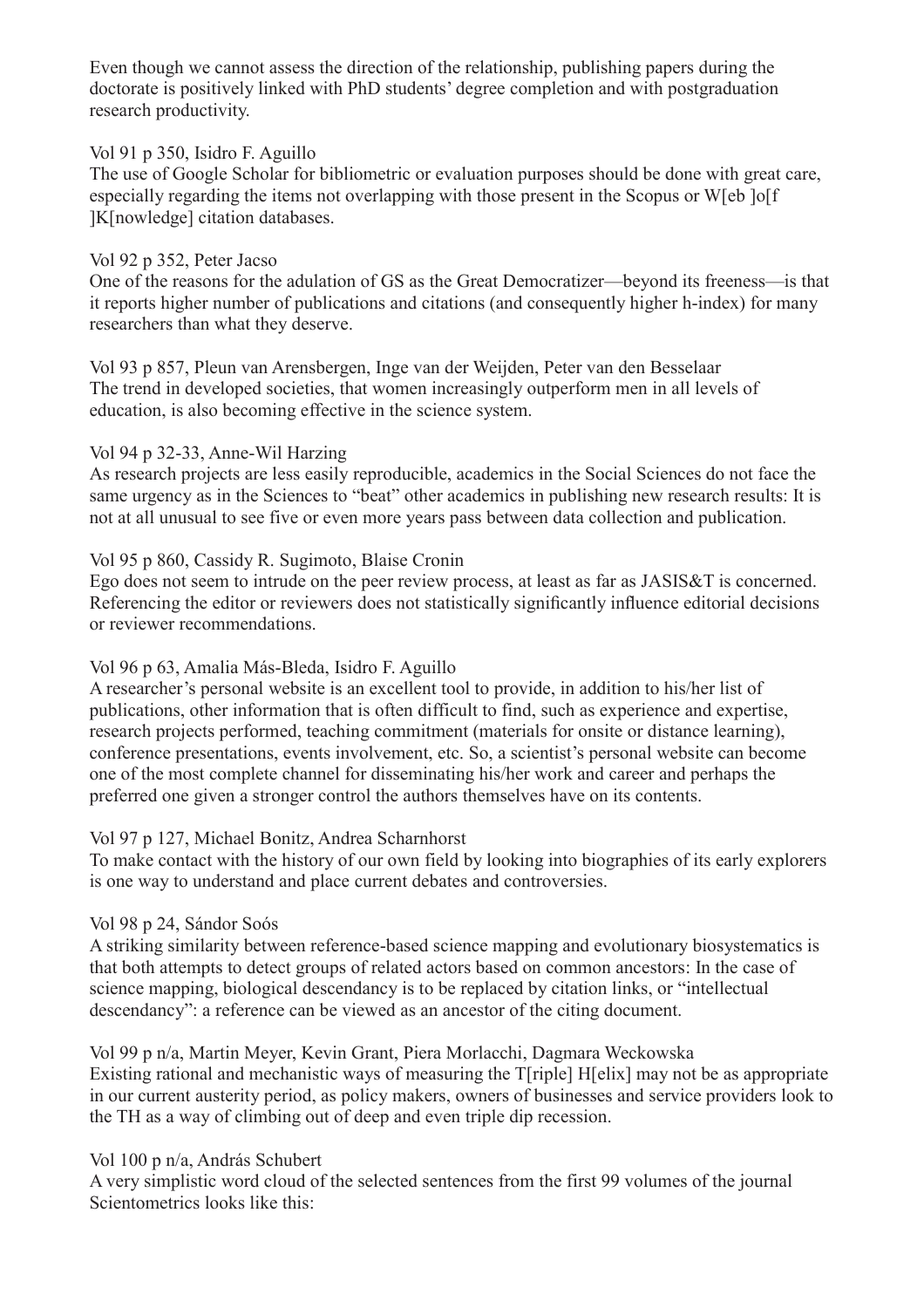Even though we cannot assess the direction of the relationship, publishing papers during the doctorate is positively linked with PhD students' degree completion and with postgraduation research productivity.

Vol 91 p 350, Isidro F. Aguillo
The use of Google Scholar for bibliometric or evaluation purposes should be done with great care, especially regarding the items not overlapping with those present in the Scopus or W[eb ]o[f ]K[nowledge] citation databases.

Vol 92 p 352, Peter Jacso
One of the reasons for the adulation of GS as the Great Democratizer—beyond its freeness—is that it reports higher number of publications and citations (and consequently higher h-index) for many researchers than what they deserve.

Vol 93 p 857, Pleun van Arensbergen, Inge van der Weijden, Peter van den Besselaar
The trend in developed societies, that women increasingly outperform men in all levels of education, is also becoming effective in the science system.

Vol 94 p 32-33, Anne-Wil Harzing
As research projects are less easily reproducible, academics in the Social Sciences do not face the same urgency as in the Sciences to "beat" other academics in publishing new research results: It is not at all unusual to see five or even more years pass between data collection and publication.

Vol 95 p 860, Cassidy R. Sugimoto, Blaise Cronin
Ego does not seem to intrude on the peer review process, at least as far as JASIS&T is concerned. Referencing the editor or reviewers does not statistically significantly influence editorial decisions or reviewer recommendations.

Vol 96 p 63, Amalia Más-Bleda, Isidro F. Aguillo
A researcher's personal website is an excellent tool to provide, in addition to his/her list of publications, other information that is often difficult to find, such as experience and expertise, research projects performed, teaching commitment (materials for onsite or distance learning), conference presentations, events involvement, etc. So, a scientist's personal website can become one of the most complete channel for disseminating his/her work and career and perhaps the preferred one given a stronger control the authors themselves have on its contents.

Vol 97 p 127, Michael Bonitz, Andrea Scharnhorst
To make contact with the history of our own field by looking into biographies of its early explorers is one way to understand and place current debates and controversies.

Vol 98 p 24, Sándor Soós
A striking similarity between reference-based science mapping and evolutionary biosystematics is that both attempts to detect groups of related actors based on common ancestors: In the case of science mapping, biological descendancy is to be replaced by citation links, or "intellectual descendancy": a reference can be viewed as an ancestor of the citing document.

Vol 99 p n/a, Martin Meyer, Kevin Grant, Piera Morlacchi, Dagmara Weckowska
Existing rational and mechanistic ways of measuring the T[riple] H[elix] may not be as appropriate in our current austerity period, as policy makers, owners of businesses and service providers look to the TH as a way of climbing out of deep and even triple dip recession.

Vol 100 p n/a, András Schubert
A very simplistic word cloud of the selected sentences from the first 99 volumes of the journal Scientometrics looks like this: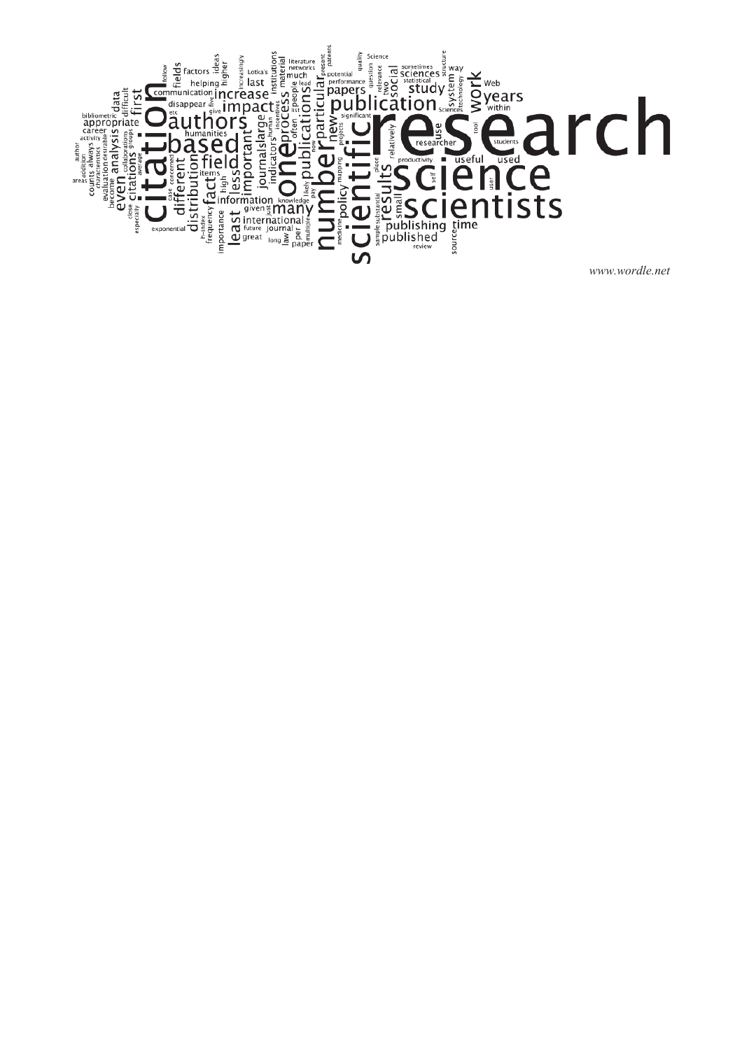*www.wordle.net*